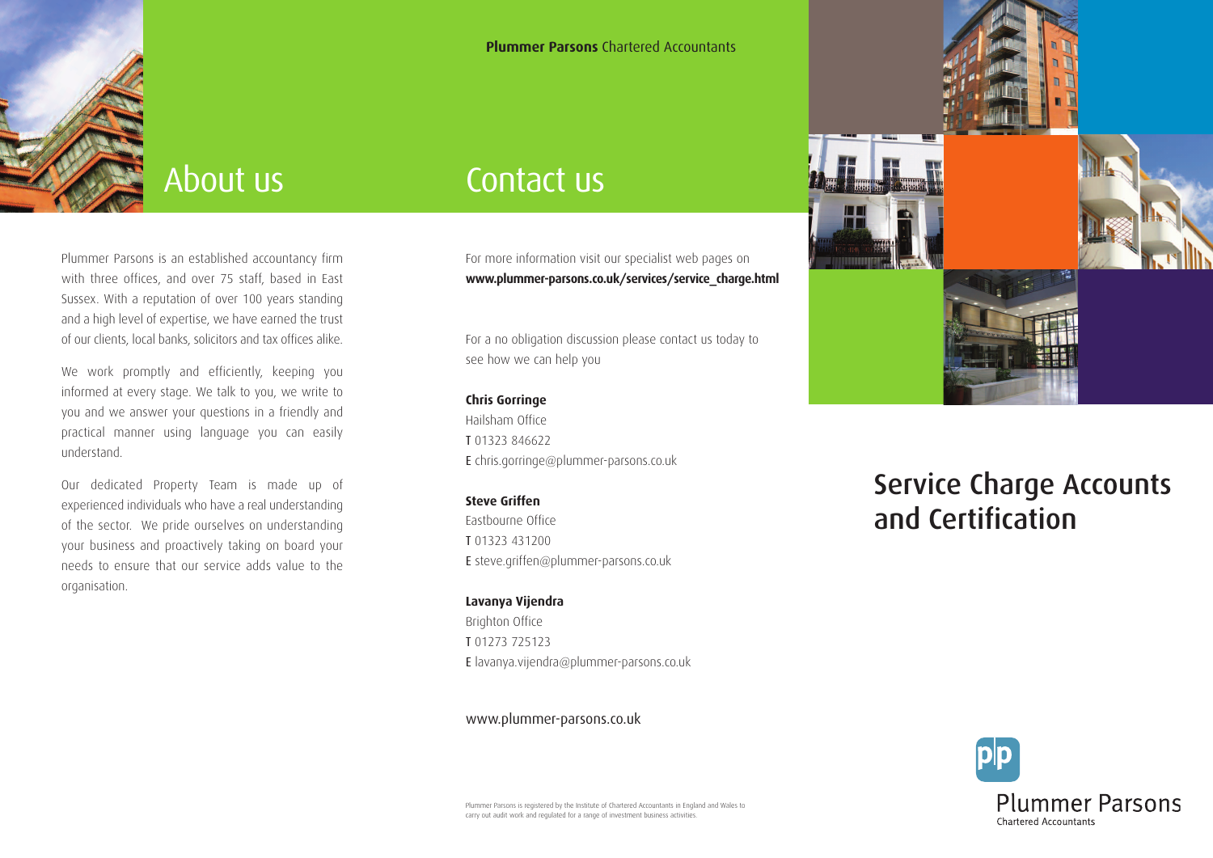**Plummer Parsons** Chartered Accountants

## About us

Plummer Parsons is an established accountancy firm with three offices, and over 75 staff, based in East Sussex. With a reputation of over 100 years standing and a high level of expertise, we have earned the trust of our clients, local banks, solicitors and tax offices alike.

We work promptly and efficiently, keeping you informed at every stage. We talk to you, we write to you and we answer your questions in a friendly and practical manner using language you can easily understand.

Our dedicated Property Team is made up of experienced individuals who have a real understanding of the sector. We pride ourselves on understanding your business and proactively taking on board your needs to ensure that our service adds value to the organisation.

## Contact us

For more information visit our specialist web pages on **www.plummer-parsons.co.uk/services/service_charge.html**

For a no obligation discussion please contact us today to see how we can help you

**Chris Gorringe**
Hailsham Office
T 01323 846622
E chris.gorringe@plummer-parsons.co.uk

**Steve Griffen**
Eastbourne Office
T 01323 431200
E steve.griffen@plummer-parsons.co.uk

**Lavanya Vijendra**
Brighton Office
T 01273 725123
E lavanya.vijendra@plummer-parsons.co.uk

www.plummer-parsons.co.uk

Plummer Parsons is registered by the Institute of Chartered Accountants in England and Wales to carry out audit work and regulated for a range of investment business activities.

# Service Charge Accounts and Certification

Plummer Parsons
Chartered Accountants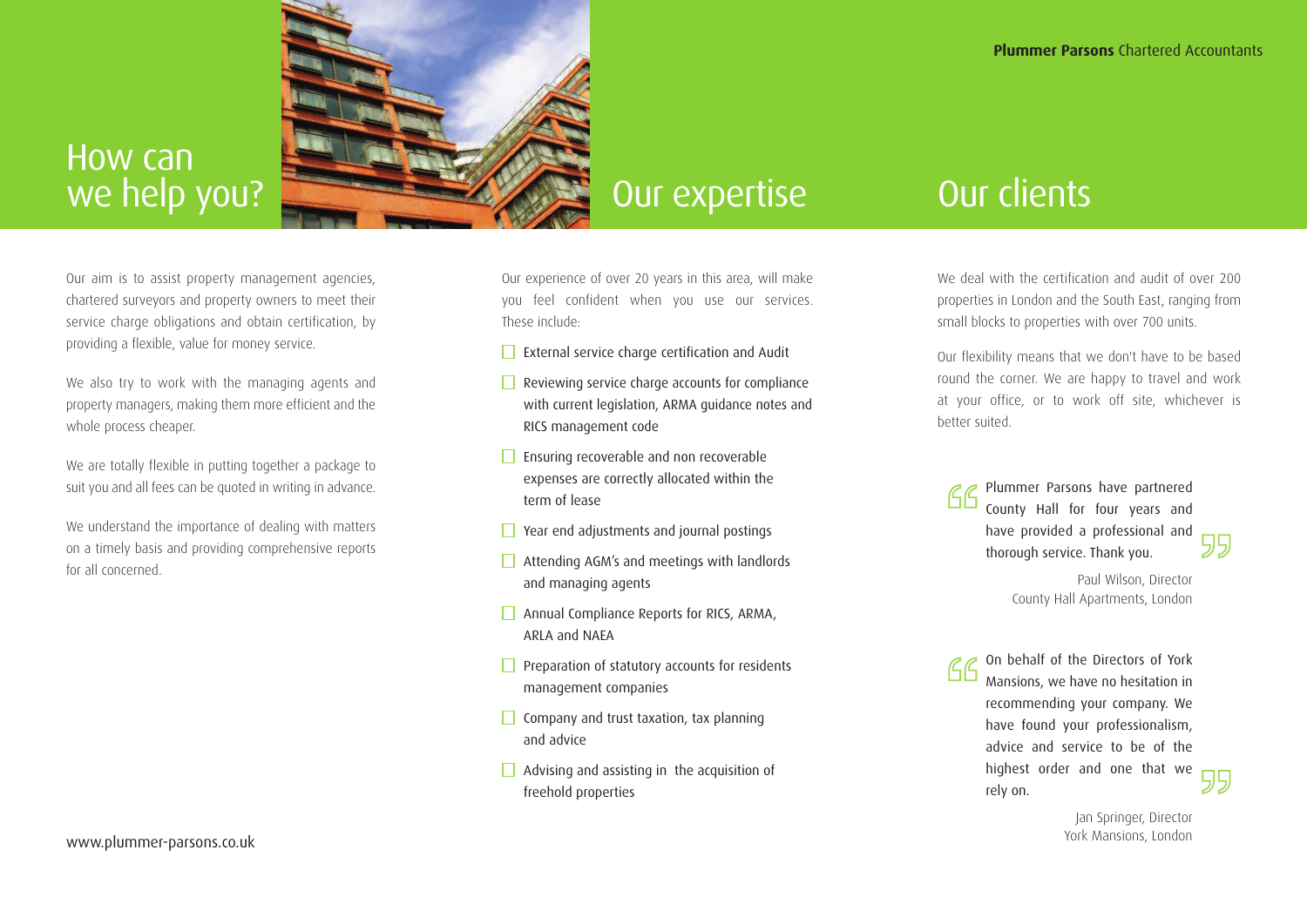**Plummer Parsons** Chartered Accountants

# How can we help you?

Our aim is to assist property management agencies, chartered surveyors and property owners to meet their service charge obligations and obtain certification, by providing a flexible, value for money service.

We also try to work with the managing agents and property managers, making them more efficient and the whole process cheaper.

We are totally flexible in putting together a package to suit you and all fees can be quoted in writing in advance.

We understand the importance of dealing with matters on a timely basis and providing comprehensive reports for all concerned.

www.plummer-parsons.co.uk

# Our expertise

Our experience of over 20 years in this area, will make you feel confident when you use our services. These include:

- External service charge certification and Audit
- Reviewing service charge accounts for compliance with current legislation, ARMA guidance notes and RICS management code
- Ensuring recoverable and non recoverable expenses are correctly allocated within the term of lease
- Year end adjustments and journal postings
- Attending AGM's and meetings with landlords and managing agents
- Annual Compliance Reports for RICS, ARMA, ARLA and NAEA
- Preparation of statutory accounts for residents management companies
- Company and trust taxation, tax planning and advice
- Advising and assisting in the acquisition of freehold properties

# Our clients

We deal with the certification and audit of over 200 properties in London and the South East, ranging from small blocks to properties with over 700 units.

Our flexibility means that we don't have to be based round the corner. We are happy to travel and work at your office, or to work off site, whichever is better suited.

> "Plummer Parsons have partnered County Hall for four years and have provided a professional and thorough service. Thank you."
>
> Paul Wilson, Director
> County Hall Apartments, London

> "On behalf of the Directors of York Mansions, we have no hesitation in recommending your company. We have found your professionalism, advice and service to be of the highest order and one that we rely on."
>
> Jan Springer, Director
> York Mansions, London